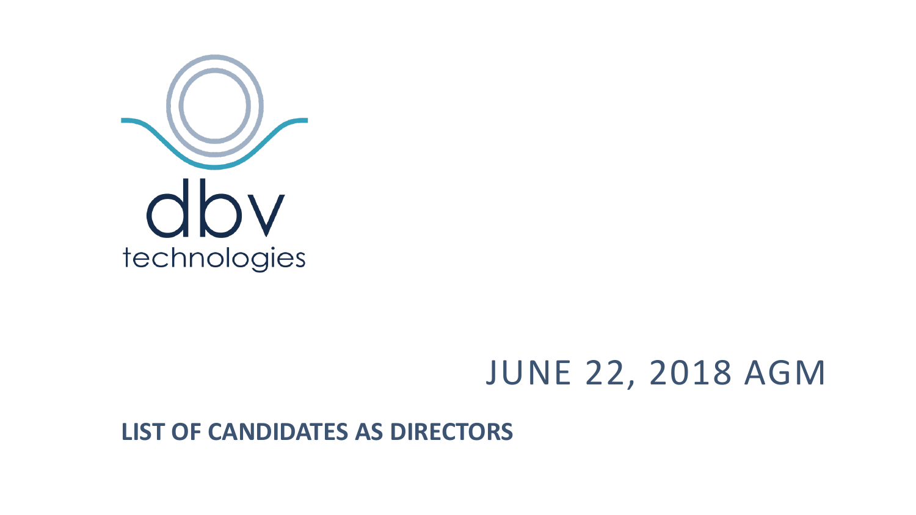dbv technologies

# JUNE 22, 2018 AGM

**LIST OF CANDIDATES AS DIRECTORS**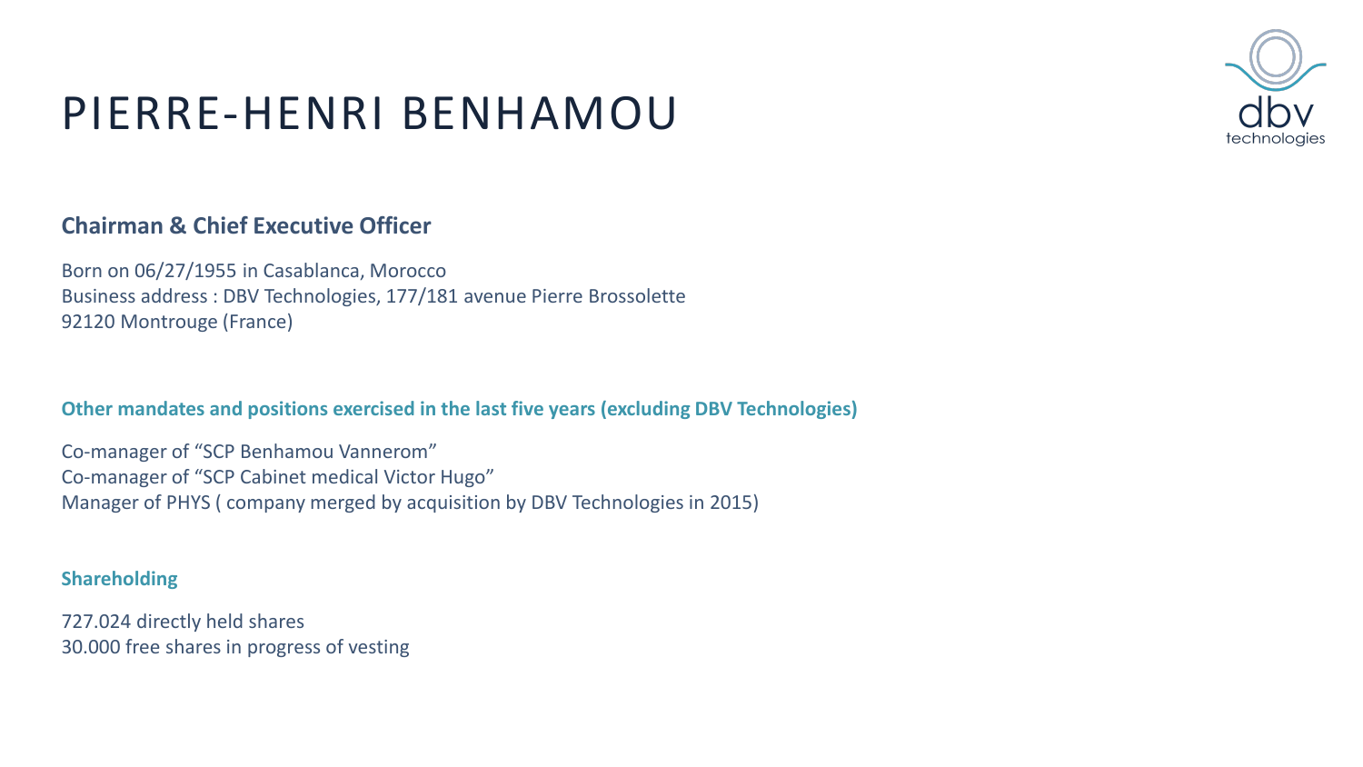# PIERRE-HENRI BENHAMOU

## Chairman & Chief Executive Officer

Born on 06/27/1955 in Casablanca, Morocco
Business address : DBV Technologies, 177/181 avenue Pierre Brossolette
92120 Montrouge (France)

### Other mandates and positions exercised in the last five years (excluding DBV Technologies)

Co-manager of “SCP Benhamou Vannerom”
Co-manager of “SCP Cabinet medical Victor Hugo”
Manager of PHYS ( company merged by acquisition by DBV Technologies in 2015)

### Shareholding

727.024 directly held shares
30.000 free shares in progress of vesting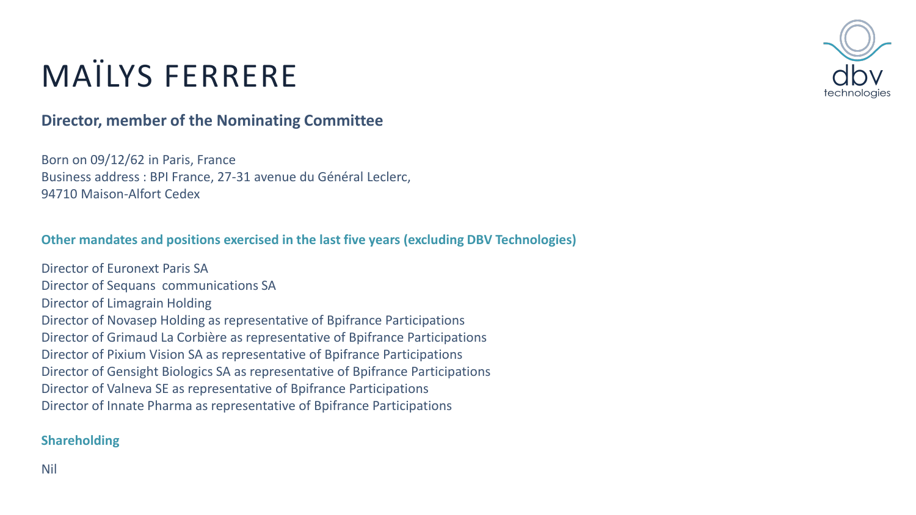# MAÏLYS FERRERE

**Director, member of the Nominating Committee**

Born on 09/12/62 in Paris, France
Business address : BPI France, 27-31 avenue du Général Leclerc,
94710 Maison-Alfort Cedex

**Other mandates and positions exercised in the last five years (excluding DBV Technologies)**

Director of Euronext Paris SA
Director of Sequans communications SA
Director of Limagrain Holding
Director of Novasep Holding as representative of Bpifrance Participations
Director of Grimaud La Corbière as representative of Bpifrance Participations
Director of Pixium Vision SA as representative of Bpifrance Participations
Director of Gensight Biologics SA as representative of Bpifrance Participations
Director of Valneva SE as representative of Bpifrance Participations
Director of Innate Pharma as representative of Bpifrance Participations

**Shareholding**

Nil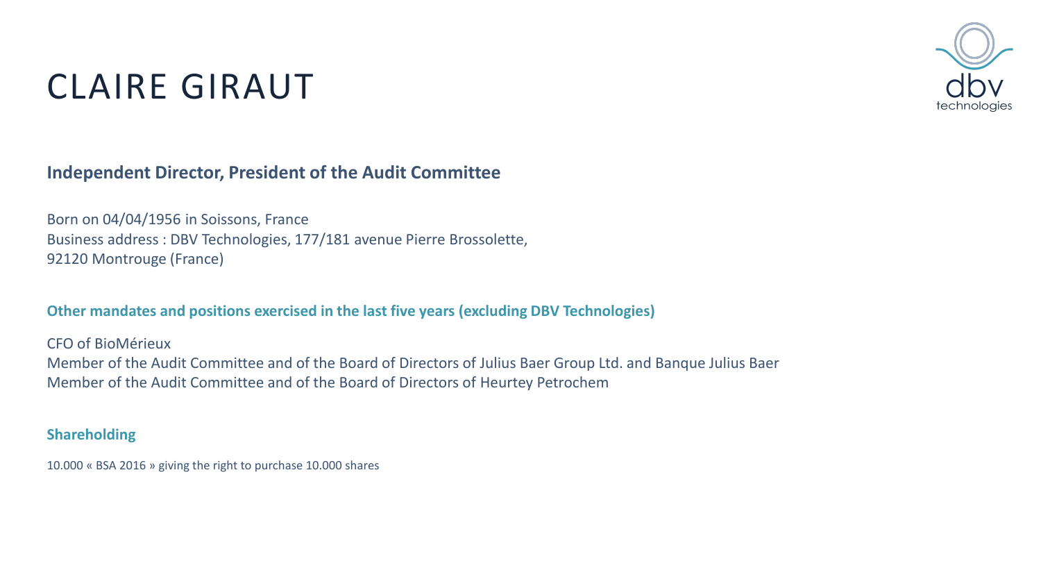# CLAIRE GIRAUT

## Independent Director, President of the Audit Committee

Born on 04/04/1956 in Soissons, France
Business address : DBV Technologies, 177/181 avenue Pierre Brossolette,
92120 Montrouge (France)

### Other mandates and positions exercised in the last five years (excluding DBV Technologies)

CFO of BioMérieux
Member of the Audit Committee and of the Board of Directors of Julius Baer Group Ltd. and Banque Julius Baer
Member of the Audit Committee and of the Board of Directors of Heurtey Petrochem

### Shareholding

10.000 « BSA 2016 » giving the right to purchase 10.000 shares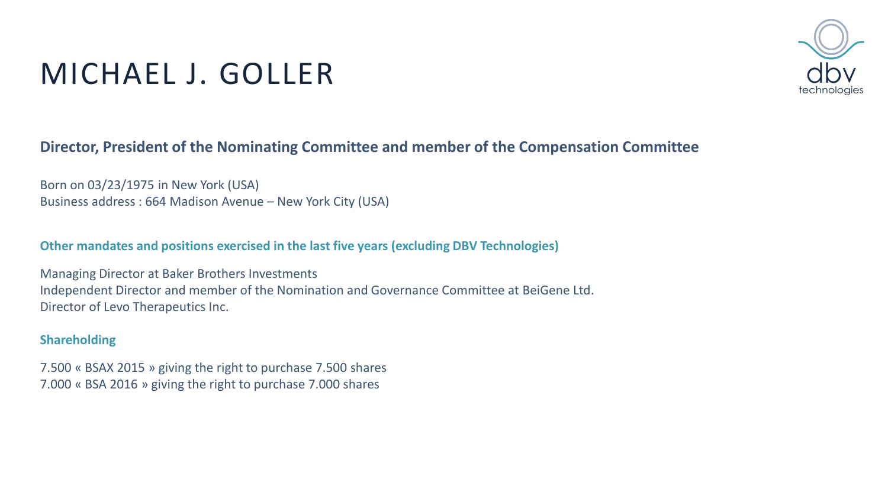# MICHAEL J. GOLLER

**Director, President of the Nominating Committee and member of the Compensation Committee**

Born on 03/23/1975 in New York (USA)
Business address : 664 Madison Avenue – New York City (USA)

**Other mandates and positions exercised in the last five years (excluding DBV Technologies)**

Managing Director at Baker Brothers Investments
Independent Director and member of the Nomination and Governance Committee at BeiGene Ltd.
Director of Levo Therapeutics Inc.

**Shareholding**

7.500 « BSAX 2015 » giving the right to purchase 7.500 shares
7.000 « BSA 2016 » giving the right to purchase 7.000 shares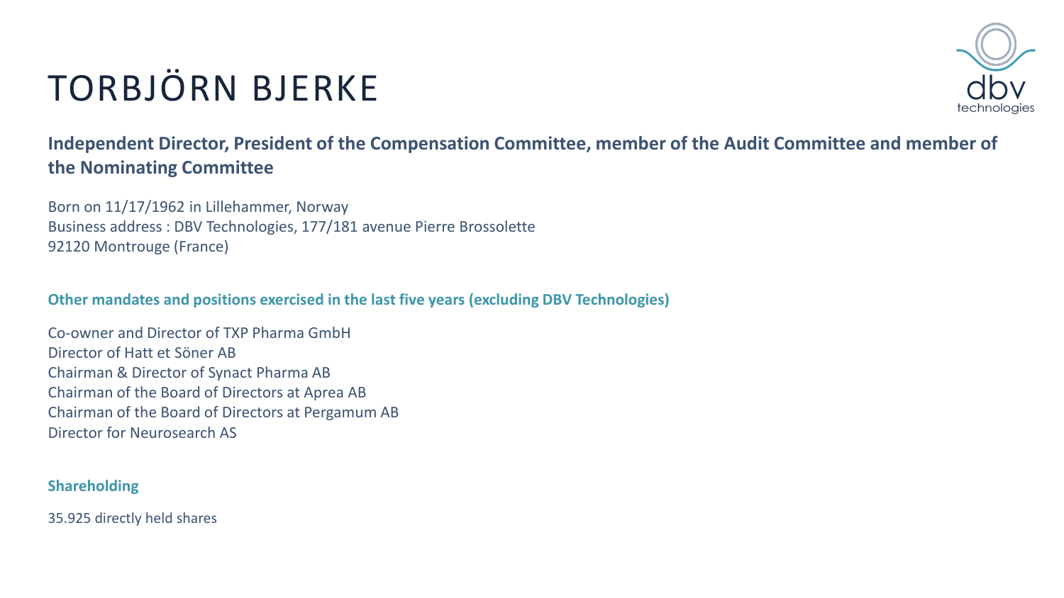# TORBJÖRN BJERKE

**Independent Director, President of the Compensation Committee, member of the Audit Committee and member of the Nominating Committee**

Born on 11/17/1962 in Lillehammer, Norway
Business address : DBV Technologies, 177/181 avenue Pierre Brossolette
92120 Montrouge (France)

### Other mandates and positions exercised in the last five years (excluding DBV Technologies)

Co-owner and Director of TXP Pharma GmbH
Director of Hatt et Söner AB
Chairman & Director of Synact Pharma AB
Chairman of the Board of Directors at Aprea AB
Chairman of the Board of Directors at Pergamum AB
Director for Neurosearch AS

### Shareholding

35.925 directly held shares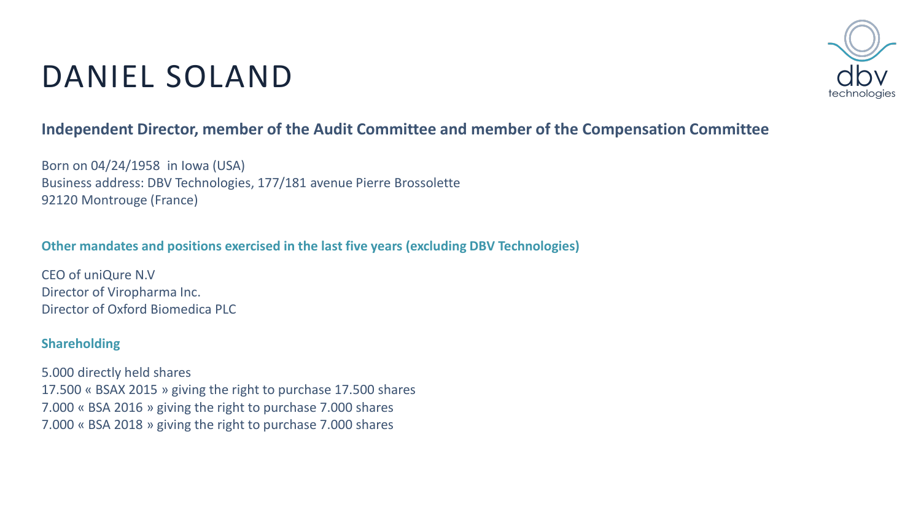# DANIEL SOLAND

**Independent Director, member of the Audit Committee and member of the Compensation Committee**

Born on 04/24/1958 in Iowa (USA)
Business address: DBV Technologies, 177/181 avenue Pierre Brossolette
92120 Montrouge (France)

**Other mandates and positions exercised in the last five years (excluding DBV Technologies)**

CEO of uniQure N.V
Director of Viropharma Inc.
Director of Oxford Biomedica PLC

**Shareholding**

5.000 directly held shares
17.500 « BSAX 2015 » giving the right to purchase 17.500 shares
7.000 « BSA 2016 » giving the right to purchase 7.000 shares
7.000 « BSA 2018 » giving the right to purchase 7.000 shares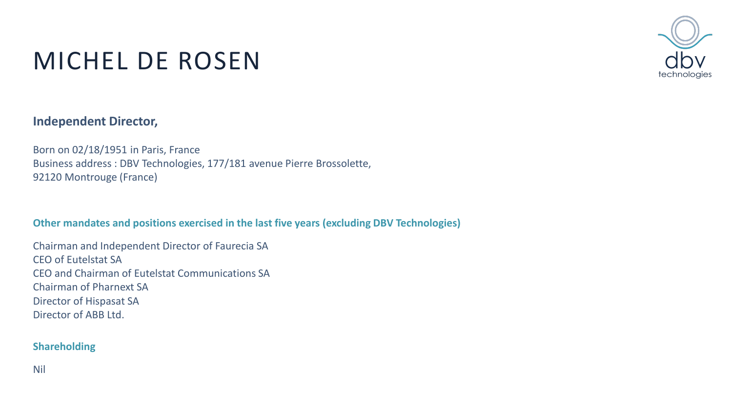# MICHEL DE ROSEN

**Independent Director,**

Born on 02/18/1951 in Paris, France
Business address : DBV Technologies, 177/181 avenue Pierre Brossolette,
92120 Montrouge (France)

**Other mandates and positions exercised in the last five years (excluding DBV Technologies)**

Chairman and Independent Director of Faurecia SA
CEO of Eutelstat SA
CEO and Chairman of Eutelstat Communications SA
Chairman of Pharnext SA
Director of Hispasat SA
Director of ABB Ltd.

**Shareholding**

Nil